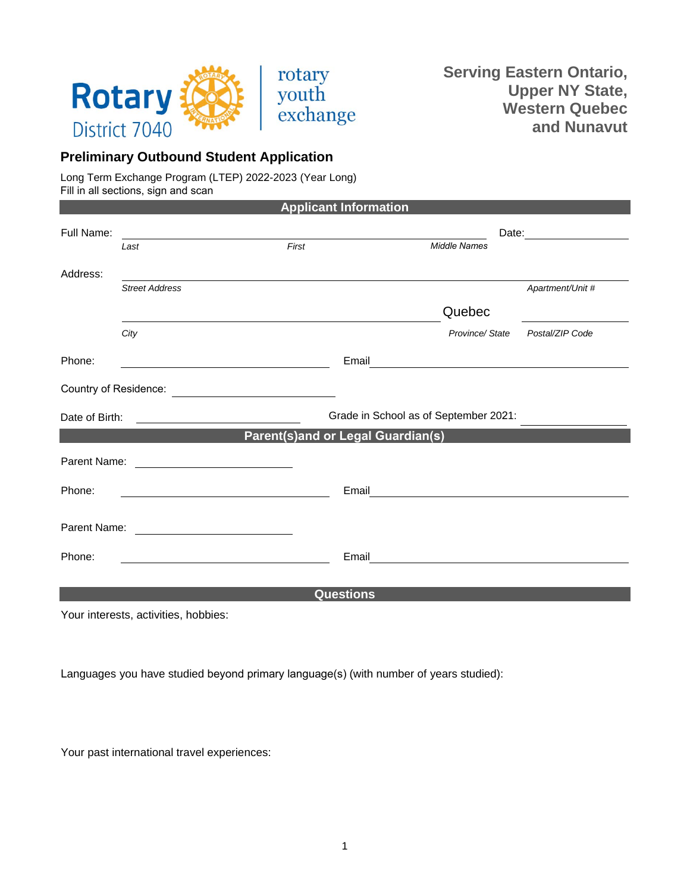Rotary District 7040

rotary youth exchange

**Serving Eastern Ontario, Upper NY State, Western Quebec and Nunavut**

## Preliminary Outbound Student Application

Long Term Exchange Program (LTEP) 2022-2023 (Year Long)
Fill in all sections, sign and scan

### Applicant Information

Full Name: ______________________________________ Date: ______________
*Last* *First* *Middle Names*

Address: ______________________________________________________________
*Street Address* *Apartment/Unit #*

______________________________________ Quebec ______________
*City* *Province/ State* *Postal/ZIP Code*

Phone: ______________________ Email ______________________________

Country of Residence: ______________________

Date of Birth: ______________________ Grade in School as of September 2021: ______________

### Parent(s)and or Legal Guardian(s)

Parent Name: ______________________

Phone: ______________________ Email ______________________________

Parent Name: ______________________

Phone: ______________________ Email ______________________________

### Questions

Your interests, activities, hobbies:

Languages you have studied beyond primary language(s) (with number of years studied):

Your past international travel experiences: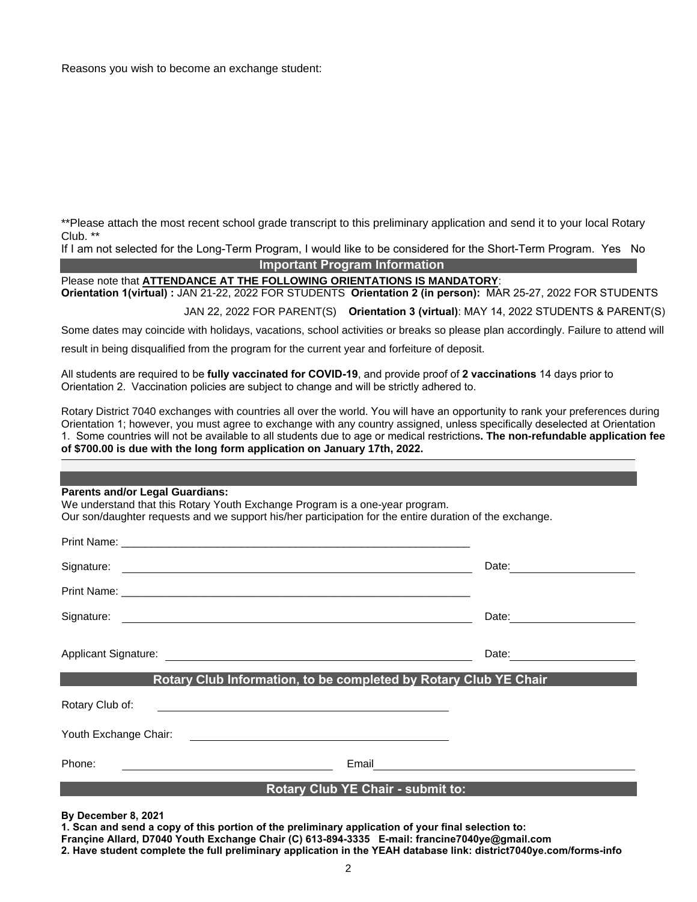Reasons you wish to become an exchange student:

**Please attach the most recent school grade transcript to this preliminary application and send it to your local Rotary Club. **

If I am not selected for the Long-Term Program, I would like to be considered for the Short-Term Program. Yes No

## Important Program Information

Please note that **ATTENDANCE AT THE FOLLOWING ORIENTATIONS IS MANDATORY**:

**Orientation 1(virtual) :** JAN 21-22, 2022 FOR STUDENTS **Orientation 2 (in person):** MAR 25-27, 2022 FOR STUDENTS

JAN 22, 2022 FOR PARENT(S) **Orientation 3 (virtual)**: MAY 14, 2022 STUDENTS & PARENT(S)

Some dates may coincide with holidays, vacations, school activities or breaks so please plan accordingly. Failure to attend will result in being disqualified from the program for the current year and forfeiture of deposit.

All students are required to be **fully vaccinated for COVID-19**, and provide proof of **2 vaccinations** 14 days prior to Orientation 2. Vaccination policies are subject to change and will be strictly adhered to.

Rotary District 7040 exchanges with countries all over the world. You will have an opportunity to rank your preferences during Orientation 1; however, you must agree to exchange with any country assigned, unless specifically deselected at Orientation 1. Some countries will not be available to all students due to age or medical restrictions**. The non-refundable application fee of $700.00 is due with the long form application on January 17th, 2022.**

**Parents and/or Legal Guardians:**
We understand that this Rotary Youth Exchange Program is a one-year program.
Our son/daughter requests and we support his/her participation for the entire duration of the exchange.

Print Name: ____________________________________________

Signature: ____________________________________________ Date: ____________________

Print Name: ____________________________________________

Signature: ____________________________________________ Date: ____________________

Applicant Signature: ____________________________________________ Date: ____________________

## Rotary Club Information, to be completed by Rotary Club YE Chair

Rotary Club of: ____________________________________________

Youth Exchange Chair: ____________________________________________

Phone: ____________________ Email ____________________________________________

## Rotary Club YE Chair - submit to:

**By December 8, 2021**

**1. Scan and send a copy of this portion of the preliminary application of your final selection to:**

**Françine Allard, D7040 Youth Exchange Chair (C) 613-894-3335 E-mail: francine7040ye@gmail.com**

**2. Have student complete the full preliminary application in the YEAH database link: district7040ye.com/forms-info**